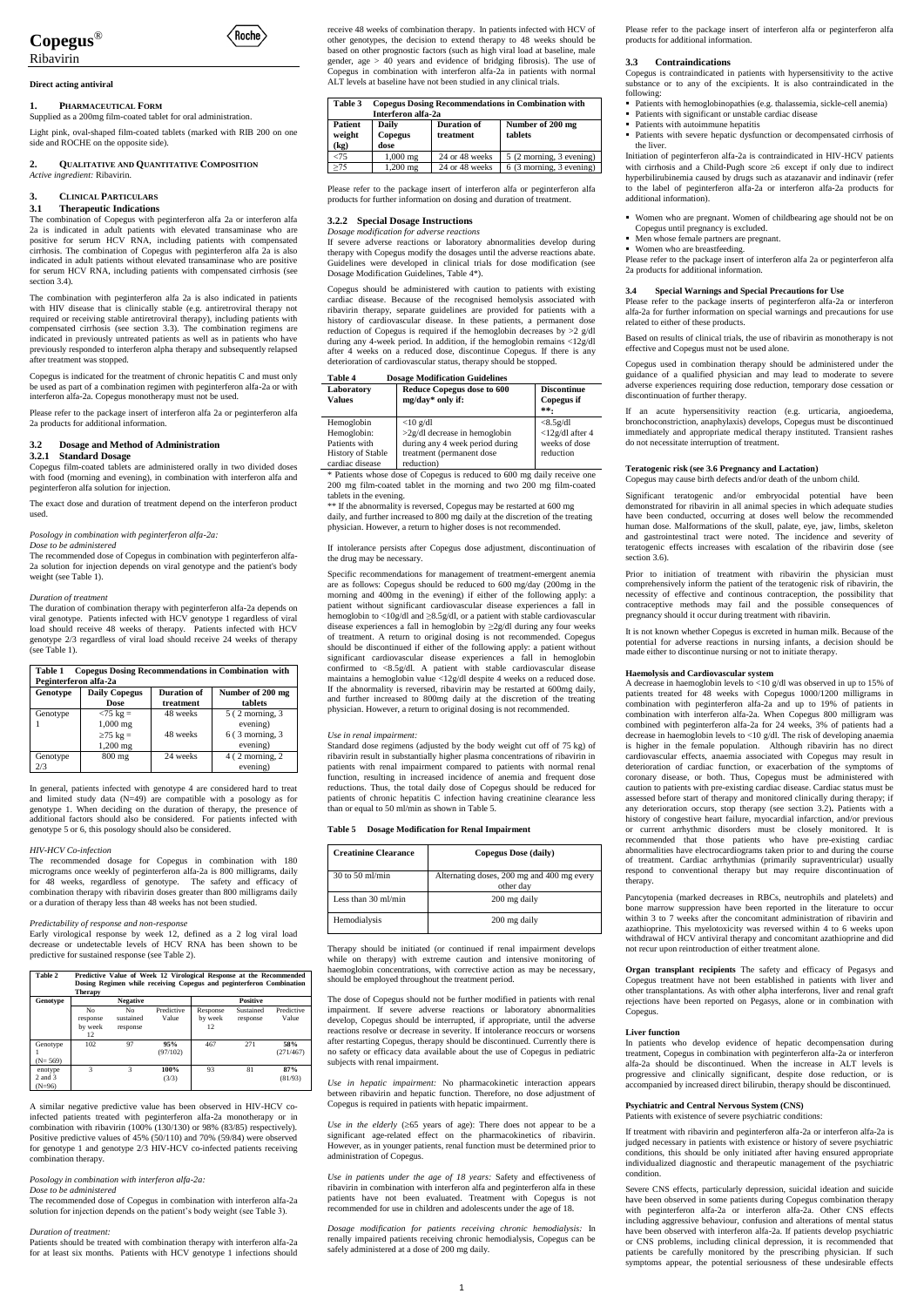# Copegus®

Ribavirin

**Direct acting antiviral**

## 1. Pharmaceutical Form

Supplied as a 200mg film-coated tablet for oral administration.

Light pink, oval-shaped film-coated tablets (marked with RIB 200 on one side and ROCHE on the opposite side).

## 2. Qualitative and Quantitative Composition

*Active ingredient:* Ribavirin.

## 3. Clinical Particulars

### 3.1 Therapeutic Indications

The combination of Copegus with peginterferon alfa 2a or interferon alfa 2a is indicated in adult patients with elevated transaminase who are positive for serum HCV RNA, including patients with compensated cirrhosis. The combination of Copegus with peginterferon alfa 2a is also indicated in adult patients without elevated transaminase who are positive for serum HCV RNA, including patients with compensated cirrhosis (see section 3.4).

The combination with peginterferon alfa 2a is also indicated in patients with HIV disease that is clinically stable (e.g. antiretroviral therapy not required or receiving stable antiretroviral therapy), including patients with compensated cirrhosis (see section 3.3). The combination regimens are indicated in previously untreated patients as well as in patients who have previously responded to interferon alpha therapy and subsequently relapsed after treatment was stopped.

Copegus is indicated for the treatment of chronic hepatitis C and must only be used as part of a combination regimen with peginterferon alfa-2a or with interferon alfa-2a. Copegus monotherapy must not be used.

Please refer to the package insert of interferon alfa 2a or peginterferon alfa 2a products for additional information.

### 3.2 Dosage and Method of Administration

#### 3.2.1 Standard Dosage

Copegus film-coated tablets are administered orally in two divided doses with food (morning and evening), in combination with interferon alfa and peginterferon alfa solution for injection.

The exact dose and duration of treatment depend on the interferon product used.

*Posology in combination with peginterferon alfa-2a:*

*Dose to be administered*

The recommended dose of Copegus in combination with peginterferon alfa-2a solution for injection depends on viral genotype and the patient's body weight (see Table 1).

*Duration of treatment*

The duration of combination therapy with peginterferon alfa-2a depends on viral genotype. Patients infected with HCV genotype 1 regardless of viral load should receive 48 weeks of therapy. Patients infected with HCV genotype 2/3 regardless of viral load should receive 24 weeks of therapy (see Table 1).

**Table 1 Copegus Dosing Recommendations in Combination with Peginterferon alfa-2a**

| Genotype | Daily Copegus Dose | Duration of treatment | Number of 200 mg tablets |
|---|---|---|---|
| Genotype 1 | <75 kg = 1,000 mg | 48 weeks | 5 ( 2 morning, 3 evening) |
| | ≥75 kg = 1,200 mg | 48 weeks | 6 ( 3 morning, 3 evening) |
| Genotype 2/3 | 800 mg | 24 weeks | 4 ( 2 morning, 2 evening) |

In general, patients infected with genotype 4 are considered hard to treat and limited study data (N=49) are compatible with a posology as for genotype 1. When deciding on the duration of therapy, the presence of additional factors should also be considered. For patients infected with genotype 5 or 6, this posology should also be considered.

*HIV-HCV Co-infection*

The recommended dosage for Copegus in combination with 180 micrograms once weekly of peginterferon alfa-2a is 800 milligrams, daily for 48 weeks, regardless of genotype. The safety and efficacy of combination therapy with ribavirin doses greater than 800 milligrams daily or a duration of therapy less than 48 weeks has not been studied.

*Predictability of response and non-response*

Early virological response by week 12, defined as a 2 log viral load decrease or undetectable levels of HCV RNA has been shown to be predictive for sustained response (see Table 2).

**Table 2 Predictive Value of Week 12 Virological Response at the Recommended Dosing Regimen while receiving Copegus and peginterferon Combination Therapy**

| Genotype | Negative | | | Positive | | |
|---|---|---|---|---|---|---|
| | No response by week 12 | No sustained response | Predictive Value | Response by week 12 | Sustained response | Predictive Value |
| Genotype 1 (N= 569) | 102 | 97 | **95%** (97/102) | 467 | 271 | **58%** (271/467) |
| enotype 2 and 3 (N=96) | 3 | 3 | **100%** (3/3) | 93 | 81 | **87%** (81/93) |

A similar negative predictive value has been observed in HIV-HCV co-infected patients treated with peginterferon alfa-2a monotherapy or in combination with ribavirin (100% (130/130) or 98% (83/85) respectively). Positive predictive values of 45% (50/110) and 70% (59/84) were observed for genotype 1 and genotype 2/3 HIV-HCV co-infected patients receiving combination therapy.

*Posology in combination with interferon alfa-2a:*

*Dose to be administered*

The recommended dose of Copegus in combination with interferon alfa-2a solution for injection depends on the patient's body weight (see Table 3).

*Duration of treatment:*

Patients should be treated with combination therapy with interferon alfa-2a for at least six months. Patients with HCV genotype 1 infections should receive 48 weeks of combination therapy. In patients infected with HCV of other genotypes, the decision to extend therapy to 48 weeks should be based on other prognostic factors (such as high viral load at baseline, male gender, age > 40 years and evidence of bridging fibrosis). The use of Copegus in combination with interferon alfa-2a in patients with normal ALT levels at baseline have not been studied in any clinical trials.

**Table 3 Copegus Dosing Recommendations in Combination with Interferon alfa-2a**

| Patient weight (kg) | Daily Copegus dose | Duration of treatment | Number of 200 mg tablets |
|---|---|---|---|
| <75 | 1,000 mg | 24 or 48 weeks | 5 (2 morning, 3 evening) |
| ≥75 | 1,200 mg | 24 or 48 weeks | 6 (3 morning, 3 evening) |

Please refer to the package insert of interferon alfa or peginterferon alfa products for further information on dosing and duration of treatment.

#### 3.2.2 Special Dosage Instructions

*Dosage modification for adverse reactions*

If severe adverse reactions or laboratory abnormalities develop during therapy with Copegus modify the dosages until the adverse reactions abate. Guidelines were developed in clinical trials for dose modification (see Dosage Modification Guidelines, Table 4*).

Copegus should be administered with caution to patients with existing cardiac disease. Because of the recognised hemolysis associated with ribavirin therapy, separate guidelines are provided for patients with a history of cardiovascular disease. In these patients, a permanent dose reduction of Copegus is required if the hemoglobin decreases by >2 g/dl during any 4-week period. In addition, if the hemoglobin remains <12g/dl after 4 weeks on a reduced dose, discontinue Copegus. If there is any deterioration of cardiovascular status, therapy should be stopped.

**Table 4 Dosage Modification Guidelines**

| Laboratory Values | Reduce Copegus dose to 600 mg/day* only if: | Discontinue Copegus if **: |
|---|---|---|
| Hemoglobin | <10 g/dl | <8.5g/dl |
| Hemoglobin: Patients with History of Stable cardiac disease | >2g/dl decrease in hemoglobin during any 4 week period during treatment (permanent dose reduction) | <12g/dl after 4 weeks of dose reduction |

\* Patients whose dose of Copegus is reduced to 600 mg daily receive one 200 mg film-coated tablet in the morning and two 200 mg film-coated tablets in the evening.

\*\* If the abnormality is reversed, Copegus may be restarted at 600 mg daily, and further increased to 800 mg daily at the discretion of the treating physician. However, a return to higher doses is not recommended.

If intolerance persists after Copegus dose adjustment, discontinuation of the drug may be necessary.

Specific recommendations for management of treatment-emergent anemia are as follows: Copegus should be reduced to 600 mg/day (200mg in the morning and 400mg in the evening) if either of the following apply: a patient without significant cardiovascular disease experiences a fall in hemoglobin to <10g/dl and ≥8.5g/dl, or a patient with stable cardiovascular disease experiences a fall in hemoglobin by ≥2g/dl during any four weeks of treatment. A return to original dosing is not recommended. Copegus should be discontinued if either of the following apply: a patient without significant cardiovascular disease experiences a fall in hemoglobin confirmed to <8.5g/dl. A patient with stable cardiovascular disease maintains a hemoglobin value <12g/dl despite 4 weeks on a reduced dose. If the abnormality is reversed, ribavirin may be restarted at 600mg daily, and further increased to 800mg daily at the discretion of the treating physician. However, a return to original dosing is not recommended.

*Use in renal impairment:*

Standard dose regimens (adjusted by the body weight cut off of 75 kg) of ribavirin result in substantially higher plasma concentrations of ribavirin in patients with renal impairment compared to patients with normal renal function, resulting in increased incidence of anemia and frequent dose reductions. Thus, the total daily dose of Copegus should be reduced for patients of chronic hepatitis C infection having creatinine clearance less than or equal to 50 ml/min as shown in Table 5.

**Table 5 Dosage Modification for Renal Impairment**

| Creatinine Clearance | Copegus Dose (daily) |
|---|---|
| 30 to 50 ml/min | Alternating doses, 200 mg and 400 mg every other day |
| Less than 30 ml/min | 200 mg daily |
| Hemodialysis | 200 mg daily |

Therapy should be initiated (or continued if renal impairment develops while on therapy) with extreme caution and intensive monitoring of haemoglobin concentrations, with corrective action as may be necessary, should be employed throughout the treatment period.

The dose of Copegus should not be further modified in patients with renal impairment. If severe adverse reactions or laboratory abnormalities develop, Copegus should be interrupted, if appropriate, until the adverse reactions resolve or decrease in severity. If intolerance reoccurs or worsens after restarting Copegus, therapy should be discontinued. Currently there is no safety or efficacy data available about the use of Copegus in pediatric subjects with renal impairment.

*Use in hepatic impairment:* No pharmacokinetic interaction appears between ribavirin and hepatic function. Therefore, no dose adjustment of Copegus is required in patients with hepatic impairment.

*Use in the elderly* (≥65 years of age): There does not appear to be a significant age-related effect on the pharmacokinetics of ribavirin. However, as in younger patients, renal function must be determined prior to administration of Copegus.

*Use in patients under the age of 18 years:* Safety and effectiveness of ribavirin in combination with interferon alfa and peginterferon alfa in these patients have not been evaluated. Treatment with Copegus is not recommended for use in children and adolescents under the age of 18.

*Dosage modification for patients receiving chronic hemodialysis:* In renally impaired patients receiving chronic hemodialysis, Copegus can be safely administered at a dose of 200 mg daily.

Please refer to the package insert of interferon alfa or peginterferon alfa products for additional information.

### 3.3 Contraindications

Copegus is contraindicated in patients with hypersensitivity to the active substance or to any of the excipients. It is also contraindicated in the following:

- Patients with hemoglobinopathies (e.g. thalassemia, sickle-cell anemia)
- Patients with significant or unstable cardiac disease
- Patients with autoimmune hepatitis
- Patients with severe hepatic dysfunction or decompensated cirrhosis of the liver.

Initiation of peginterferon alfa-2a is contraindicated in HIV-HCV patients with cirrhosis and a Child-Pugh score ≥6 except if only due to indirect hyperbilirubinemia caused by drugs such as atazanavir and indinavir (refer to the label of peginterferon alfa-2a or interferon alfa-2a products for additional information).

- Women who are pregnant. Women of childbearing age should not be on Copegus until pregnancy is excluded.
- Men whose female partners are pregnant.
- Women who are breastfeeding.

Please refer to the package insert of interferon alfa 2a or peginterferon alfa 2a products for additional information.

### 3.4 Special Warnings and Special Precautions for Use

Please refer to the package inserts of peginterferon alfa-2a or interferon alfa-2a for further information on special warnings and precautions for use related to either of these products.

Based on results of clinical trials, the use of ribavirin as monotherapy is not effective and Copegus must not be used alone.

Copegus used in combination therapy should be administered under the guidance of a qualified physician and may lead to moderate to severe adverse experiences requiring dose reduction, temporary dose cessation or discontinuation of further therapy.

If an acute hypersensitivity reaction (e.g. urticaria, angioedema, bronchoconstriction, anaphylaxis) develops, Copegus must be discontinued immediately and appropriate medical therapy instituted. Transient rashes do not necessitate interruption of treatment.

**Teratogenic risk (see 3.6 Pregnancy and Lactation)**

Copegus may cause birth defects and/or death of the unborn child.

Significant teratogenic and/or embryocidal potential have been demonstrated for ribavirin in all animal species in which adequate studies have been conducted, occurring at doses well below the recommended human dose. Malformations of the skull, palate, eye, jaw, limbs, skeleton and gastrointestinal tract were noted. The incidence and severity of teratogenic effects increases with escalation of the ribavirin dose (see section 3.6).

Prior to initiation of treatment with ribavirin the physician must comprehensively inform the patient of the teratogenic risk of ribavirin, the necessity of effective and continous contraception, the possibility that contraceptive methods may fail and the possible consequences of pregnancy should it occur during treatment with ribavirin.

It is not known whether Copegus is excreted in human milk. Because of the potential for adverse reactions in nursing infants, a decision should be made either to discontinue nursing or not to initiate therapy.

**Haemolysis and Cardiovascular system**

A decrease in haemoglobin levels to <10 g/dl was observed in up to 15% of patients treated for 48 weeks with Copegus 1000/1200 milligrams in combination with peginterferon alfa-2a and up to 19% of patients in combination with interferon alfa-2a. When Copegus 800 milligram was combined with peginterferon alfa-2a for 24 weeks, 3% of patients had a decrease in haemoglobin levels to <10 g/dl. The risk of developing anaemia is higher in the female population. Although ribavirin has no direct cardiovascular effects, anaemia associated with Copegus may result in deterioration of cardiac function, or exacerbation of the symptoms of coronary disease, or both. Thus, Copegus must be administered with caution to patients with pre-existing cardiac disease. Cardiac status must be assessed before start of therapy and monitored clinically during therapy; if any deterioration occurs, stop therapy (see section 3.2)**.** Patients with a history of congestive heart failure, myocardial infarction, and/or previous or current arrhythmic disorders must be closely monitored. It is recommended that those patients who have pre-existing cardiac abnormalities have electrocardiograms taken prior to and during the course of treatment. Cardiac arrhythmias (primarily supraventricular) usually respond to conventional therapy but may require discontinuation of therapy.

Pancytopenia (marked decreases in RBCs, neutrophils and platelets) and bone marrow suppression have been reported in the literature to occur within 3 to 7 weeks after the concomitant administration of ribavirin and azathioprine. This myelotoxicity was reversed within 4 to 6 weeks upon withdrawal of HCV antiviral therapy and concomitant azathioprine and did not recur upon reintroduction of either treatment alone.

**Organ transplant recipients** The safety and efficacy of Pegasys and Copegus treatment have not been established in patients with liver and other transplantations. As with other alpha interferons, liver and renal graft rejections have been reported on Pegasys, alone or in combination with Copegus.

**Liver function**

In patients who develop evidence of hepatic decompensation during treatment, Copegus in combination with peginterferon alfa-2a or interferon alfa-2a should be discontinued. When the increase in ALT levels is progressive and clinically significant, despite dose reduction, or is accompanied by increased direct bilirubin, therapy should be discontinued.

**Psychiatric and Central Nervous System (CNS)**

Patients with existence of severe psychiatric conditions:

If treatment with ribavirin and peginterferon alfa-2a or interferon alfa-2a is judged necessary in patients with existence or history of severe psychiatric conditions, this should be only initiated after having ensured appropriate individualized diagnostic and therapeutic management of the psychiatric condition.

Severe CNS effects, particularly depression, suicidal ideation and suicide have been observed in some patients during Copegus combination therapy with peginterferon alfa-2a or interferon alfa-2a. Other CNS effects including aggressive behaviour, confusion and alterations of mental status have been observed with interferon alfa-2a. If patients develop psychiatric or CNS problems, including clinical depression, it is recommended that patients be carefully monitored by the prescribing physician. If such symptoms appear, the potential seriousness of these undesirable effects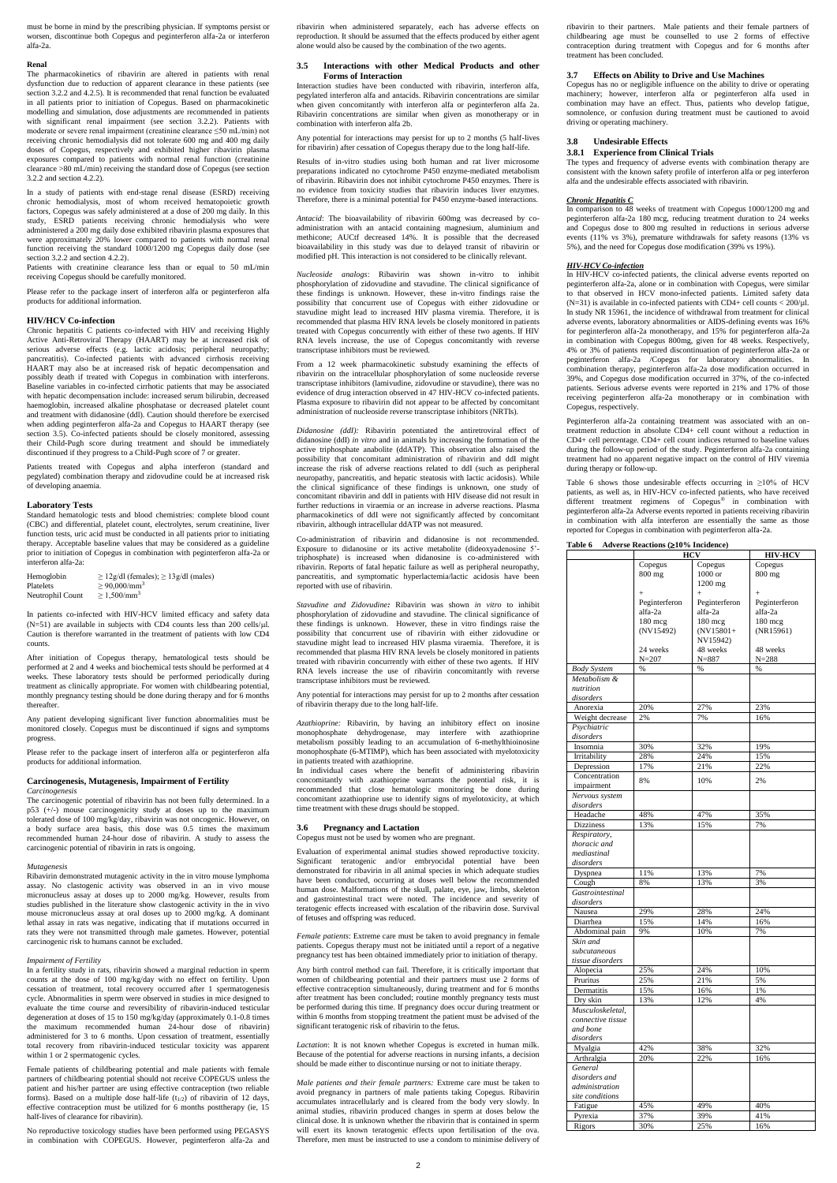must be borne in mind by the prescribing physician. If symptoms persist or worsen, discontinue both Copegus and peginterferon alfa-2a or interferon alfa-2a.

#### Renal

The pharmacokinetics of ribavirin are altered in patients with renal dysfunction due to reduction of apparent clearance in these patients (see section 3.2.2 and 4.2.5). It is recommended that renal function be evaluated in all patients prior to initiation of Copegus. Based on pharmacokinetic modelling and simulation, dose adjustments are recommended in patients with significant renal impairment (see section 3.2.2). Patients with moderate or severe renal impairment (creatinine clearance ≤50 mL/min) not receiving chronic hemodialysis did not tolerate 600 mg and 400 mg daily doses of Copegus, respectively and exhibited higher ribavirin plasma exposures compared to patients with normal renal function (creatinine clearance >80 mL/min) receiving the standard dose of Copegus (see section 3.2.2 and section 4.2.2).

In a study of patients with end-stage renal disease (ESRD) receiving chronic hemodialysis, most of whom received hematopoietic growth factors, Copegus was safely administered at a dose of 200 mg daily. In this study, ESRD patients receiving chronic hemodialysis who were administered a 200 mg daily dose exhibited ribavirin plasma exposures that were approximately 20% lower compared to patients with normal renal function receiving the standard 1000/1200 mg Copegus daily dose (see section 3.2.2 and section 4.2.2).

Patients with creatinine clearance less than or equal to 50 mL/min receiving Copegus should be carefully monitored.

Please refer to the package insert of interferon alfa or peginterferon alfa products for additional information.

#### HIV/HCV Co-infection

Chronic hepatitis C patients co-infected with HIV and receiving Highly Active Anti-Retroviral Therapy (HAART) may be at increased risk of serious adverse effects (e.g. lactic acidosis; peripheral neuropathy; pancreatitis). Co-infected patients with advanced cirrhosis receiving HAART may also be at increased risk of hepatic decompensation and possibly death if treated with Copegus in combination with interferons. Baseline variables in co-infected cirrhotic patients that may be associated with hepatic decompensation include: increased serum bilirubin, decreased haemoglobin, increased alkaline phosphatase or decreased platelet count and treatment with didanosine (ddI). Caution should therefore be exercised when adding peginterferon alfa-2a and Copegus to HAART therapy (see section 3.5). Co-infected patients should be closely monitored, assessing their Child-Pugh score during treatment and should be immediately discontinued if they progress to a Child-Pugh score of 7 or greater.

Patients treated with Copegus and alpha interferon (standard and pegylated) combination therapy and zidovudine could be at increased risk of developing anaemia.

#### Laboratory Tests

Standard hematologic tests and blood chemistries: complete blood count (CBC) and differential, platelet count, electrolytes, serum creatinine, liver function tests, uric acid must be conducted in all patients prior to initiating therapy. Acceptable baseline values that may be considered as a guideline prior to initiation of Copegus in combination with peginterferon alfa-2a or interferon alfa-2a:

| | |
|---|---|
| Hemoglobin | ≥ 12g/dl (females); ≥ 13g/dl (males) |
| Platelets | ≥ 90,000/mm$^3$ |
| Neutrophil Count | ≥ 1,500/mm$^3$ |

In patients co-infected with HIV-HCV limited efficacy and safety data (N=51) are available in subjects with CD4 counts less than 200 cells/µl. Caution is therefore warranted in the treatment of patients with low CD4 counts.

After initiation of Copegus therapy, hematological tests should be performed at 2 and 4 weeks and biochemical tests should be performed at 4 weeks. These laboratory tests should be performed periodically during treatment as clinically appropriate. For women with childbearing potential, monthly pregnancy testing should be done during therapy and for 6 months thereafter.

Any patient developing significant liver function abnormalities must be monitored closely. Copegus must be discontinued if signs and symptoms progress.

Please refer to the package insert of interferon alfa or peginterferon alfa products for additional information.

#### Carcinogenesis, Mutagenesis, Impairment of Fertility

*Carcinogenesis*

The carcinogenic potential of ribavirin has not been fully determined. In a p53 (+/-) mouse carcinogenicity study at doses up to the maximum tolerated dose of 100 mg/kg/day, ribavirin was not oncogenic. However, on a body surface area basis, this dose was 0.5 times the maximum recommended human 24-hour dose of ribavirin. A study to assess the carcinogenic potential of ribavirin in rats is ongoing.

*Mutagenesis*

Ribavirin demonstrated mutagenic activity in the in vitro mouse lymphoma assay. No clastogenic activity was observed in an in vivo mouse micronucleus assay at doses up to 2000 mg/kg. However, results from studies published in the literature show clastogenic activity in the in vivo mouse micronucleus assay at oral doses up to 2000 mg/kg. A dominant lethal assay in rats was negative, indicating that if mutations occurred in rats they were not transmitted through male gametes. However, potential carcinogenic risk to humans cannot be excluded.

*Impairment of Fertility*

In a fertility study in rats, ribavirin showed a marginal reduction in sperm counts at the dose of 100 mg/kg/day with no effect on fertility. Upon cessation of treatment, total recovery occurred after 1 spermatogenesis cycle. Abnormalities in sperm were observed in studies in mice designed to evaluate the time course and reversibility of ribavirin-induced testicular degeneration at doses of 15 to 150 mg/kg/day (approximately 0.1-0.8 times the maximum recommended human 24-hour dose of ribavirin) administered for 3 to 6 months. Upon cessation of treatment, essentially total recovery from ribavirin-induced testicular toxicity was apparent within 1 or 2 spermatogenic cycles.

Female patients of childbearing potential and male patients with female partners of childbearing potential should not receive COPEGUS unless the patient and his/her partner are using effective contraception (two reliable forms). Based on a multiple dose half-life ($t_{1/2}$) of ribavirin of 12 days, effective contraception must be utilized for 6 months posttherapy (ie, 15 half-lives of clearance for ribavirin).

No reproductive toxicology studies have been performed using PEGASYS in combination with COPEGUS. However, peginterferon alfa-2a and ribavirin when administered separately, each has adverse effects on reproduction. It should be assumed that the effects produced by either agent alone would also be caused by the combination of the two agents.

### 3.5 Interactions with other Medical Products and other Forms of Interaction

Interaction studies have been conducted with ribavirin, interferon alfa, pegylated interferon alfa and antacids. Ribavirin concentrations are similar when given concomitantly with interferon alfa or peginterferon alfa 2a. Ribavirin concentrations are similar when given as monotherapy or in combination with interferon alfa 2b.

Any potential for interactions may persist for up to 2 months (5 half-lives for ribavirin) after cessation of Copegus therapy due to the long half-life.

Results of in-vitro studies using both human and rat liver microsome preparations indicated no cytochrome P450 enzyme-mediated metabolism of ribavirin. Ribavirin does not inhibit cytochrome P450 enzymes. There is no evidence from toxicity studies that ribavirin induces liver enzymes. Therefore, there is a minimal potential for P450 enzyme-based interactions.

*Antacid*: The bioavailability of ribavirin 600mg was decreased by co-administration with an antacid containing magnesium, aluminium and methicone; AUCtf decreased 14%. It is possible that the decreased bioavailability in this study was due to delayed transit of ribavirin or modified pH. This interaction is not considered to be clinically relevant.

*Nucleoside analogs*: Ribavirin was shown in-vitro to inhibit phosphorylation of zidovudine and stavudine. The clinical significance of these findings is unknown. However, these in-vitro findings raise the possibility that concurrent use of Copegus with either zidovudine or stavudine might lead to increased HIV plasma viremia. Therefore, it is recommended that plasma HIV RNA levels be closely monitored in patients treated with Copegus concurrently with either of these two agents. If HIV RNA levels increase, the use of Copegus concomitantly with reverse transcriptase inhibitors must be reviewed.

From a 12 week pharmacokinetic substudy examining the effects of ribavirin on the intracellular phosphorylation of some nucleoside reverse transcriptase inhibitors (lamivudine, zidovudine or stavudine), there was no evidence of drug interaction observed in 47 HIV-HCV co-infected patients. Plasma exposure to ribavirin did not appear to be affected by concomitant administration of nucleoside reverse transcriptase inhibitors (NRTIs).

*Didanosine (ddI):* Ribavirin potentiated the antiretroviral effect of didanosine (ddI) *in vitro* and in animals by increasing the formation of the active triphosphate anabolite (ddATP). This observation also raised the possibility that concomitant administration of ribavirin and ddI might increase the risk of adverse reactions related to ddI (such as peripheral neuropathy, pancreatitis, and hepatic steatosis with lactic acidosis). While the clinical significance of these findings is unknown, one study of concomitant ribavirin and ddI in patients with HIV disease did not result in further reductions in viraemia or an increase in adverse reactions. Plasma pharmacokinetics of ddI were not significantly affected by concomitant ribavirin, although intracellular ddATP was not measured.

Co-administration of ribavirin and didanosine is not recommended. Exposure to didanosine or its active metabolite (dideoxyadenosine 5'-triphosphate) is increased when didanosine is co-administered with ribavirin. Reports of fatal hepatic failure as well as peripheral neuropathy, pancreatitis, and symptomatic hyperlactemia/lactic acidosis have been reported with use of ribavirin.

*Stavudine and Zidovudine:* Ribavirin was shown *in vitro* to inhibit phosphorylation of zidovudine and stavudine. The clinical significance of these findings is unknown. However, these in vitro findings raise the possibility that concurrent use of ribavirin with either zidovudine or stavudine might lead to increased HIV plasma viraemia. Therefore, it is recommended that plasma HIV RNA levels be closely monitored in patients treated with ribavirin concurrently with either of these two agents. If HIV RNA levels increase the use of ribavirin concomitantly with reverse transcriptase inhibitors must be reviewed.

Any potential for interactions may persist for up to 2 months after cessation of ribavirin therapy due to the long half-life.

*Azathioprine:* Ribavirin, by having an inhibitory effect on inosine monophosphate dehydrogenase, may interfere with azathioprine metabolism possibly leading to an accumulation of 6-methylthioinosine monophosphate (6-MTIMP), which has been associated with myelotoxicity in patients treated with azathioprine.

In individual cases where the benefit of administering ribavirin concomitantly with azathioprine warrants the potential risk, it is recommended that close hematologic monitoring be done during concomitant azathioprine use to identify signs of myelotoxicity, at which time treatment with these drugs should be stopped.

### 3.6 Pregnancy and Lactation

Copegus must not be used by women who are pregnant.

Evaluation of experimental animal studies showed reproductive toxicity. Significant teratogenic and/or embryocidal potential have been demonstrated for ribavirin in all animal species in which adequate studies have been conducted, occurring at doses well below the recommended human dose. Malformations of the skull, palate, eye, jaw, limbs, skeleton and gastrointestinal tract were noted. The incidence and severity of teratogenic effects increased with escalation of the ribavirin dose. Survival of fetuses and offspring was reduced.

*Female patients*: Extreme care must be taken to avoid pregnancy in female patients. Copegus therapy must not be initiated until a report of a negative pregnancy test has been obtained immediately prior to initiation of therapy.

Any birth control method can fail. Therefore, it is critically important that women of childbearing potential and their partners must use 2 forms of effective contraception simultaneously, during treatment and for 6 months after treatment has been concluded; routine monthly pregnancy tests must be performed during this time. If pregnancy does occur during treatment or within 6 months from stopping treatment the patient must be advised of the significant teratogenic risk of ribavirin to the fetus.

*Lactation*: It is not known whether Copegus is excreted in human milk. Because of the potential for adverse reactions in nursing infants, a decision should be made either to discontinue nursing or not to initiate therapy.

*Male patients and their female partners:* Extreme care must be taken to avoid pregnancy in partners of male patients taking Copegus. Ribavirin accumulates intracellularly and is cleared from the body very slowly. In animal studies, ribavirin produced changes in sperm at doses below the clinical dose. It is unknown whether the ribavirin that is contained in sperm will exert its known teratogenic effects upon fertilisation of the ova. Therefore, men must be instructed to use a condom to minimise delivery of ribavirin to their partners. Male patients and their female partners of childbearing age must be counselled to use 2 forms of effective contraception during treatment with Copegus and for 6 months after treatment has been concluded.

### 3.7 Effects on Ability to Drive and Use Machines

Copegus has no or negligible influence on the ability to drive or operating machinery; however, interferon alfa or peginterferon alfa used in combination may have an effect. Thus, patients who develop fatigue, somnolence, or confusion during treatment must be cautioned to avoid driving or operating machinery.

### 3.8 Undesirable Effects

#### 3.8.1 Experience from Clinical Trials

The types and frequency of adverse events with combination therapy are consistent with the known safety profile of interferon alfa or peg interferon alfa and the undesirable effects associated with ribavirin.

***Chronic Hepatitis C***

In comparison to 48 weeks of treatment with Copegus 1000/1200 mg and peginterferon alfa-2a 180 mcg, reducing treatment duration to 24 weeks and Copegus dose to 800 mg resulted in reductions in serious adverse events (11% vs 3%), premature withdrawals for safety reasons (13% vs 5%), and the need for Copegus dose modification (39% vs 19%).

***HIV-HCV Co-infection***

In HIV-HCV co-infected patients, the clinical adverse events reported on peginterferon alfa-2a, alone or in combination with Copegus, were similar to that observed in HCV mono-infected patients. Limited safety data (N=31) is available in co-infected patients with CD4+ cell counts < 200/µl. In study NR 15961, the incidence of withdrawal from treatment for clinical adverse events, laboratory abnormalities or AIDS-defining events was 16% for peginterferon alfa-2a monotherapy, and 15% for peginterferon alfa-2a in combination with Copegus 800mg, given for 48 weeks. Respectively, 4% or 3% of patients required discontinuation of peginterferon alfa-2a or peginterferon alfa-2a /Copegus for laboratory abnormalities. In combination therapy, peginterferon alfa-2a dose modification occurred in 39%, and Copegus dose modification occurred in 37%, of the co-infected patients. Serious adverse events were reported in 21% and 17% of those receiving peginterferon alfa-2a monotherapy or in combination with Copegus, respectively.

Peginterferon alfa-2a containing treatment was associated with an on-treatment reduction in absolute CD4+ cell count without a reduction in CD4+ cell percentage. CD4+ cell count indices returned to baseline values during the follow-up period of the study. Peginterferon alfa-2a containing treatment had no apparent negative impact on the control of HIV viremia during therapy or follow-up.

Table 6 shows those undesirable effects occurring in ≥10% of HCV patients, as well as, in HIV-HCV co-infected patients, who have received different treatment regimens of Copegus® in combination with peginterferon alfa-2a Adverse events reported in patients receiving ribavirin in combination with alfa interferon are essentially the same as those reported for Copegus in combination with peginterferon alfa-2a.

**Table 6 Adverse Reactions (≥10% Incidence)**

| | HCV | | HIV-HCV |
|---|---|---|---|
| | Copegus 800 mg + Peginterferon alfa-2a 180 mcg (NV15492) 24 weeks N=207 | Copegus 1000 or 1200 mg + Peginterferon alfa-2a 180 mcg (NV15801+ NV15942) 48 weeks N=887 | Copegus 800 mg + Peginterferon alfa-2a 180 mcg (NR15961) 48 weeks N=288 |
| *Body System* | % | % | % |
| *Metabolism & nutrition disorders* | | | |
| Anorexia | 20% | 27% | 23% |
| Weight decrease | 2% | 7% | 16% |
| *Psychiatric disorders* | | | |
| Insomnia | 30% | 32% | 19% |
| Irritability | 28% | 24% | 15% |
| Depression | 17% | 21% | 22% |
| Concentration impairment | 8% | 10% | 2% |
| *Nervous system disorders* | | | |
| Headache | 48% | 47% | 35% |
| Dizziness | 13% | 15% | 7% |
| *Respiratory, thoracic and mediastinal disorders* | | | |
| Dyspnea | 11% | 13% | 7% |
| Cough | 8% | 13% | 3% |
| *Gastrointestinal disorders* | | | |
| Nausea | 29% | 28% | 24% |
| Diarrhea | 15% | 14% | 16% |
| Abdominal pain | 9% | 10% | 7% |
| *Skin and subcutaneous tissue disorders* | | | |
| Alopecia | 25% | 24% | 10% |
| Pruritus | 25% | 21% | 5% |
| Dermatitis | 15% | 16% | 1% |
| Dry skin | 13% | 12% | 4% |
| *Musculoskeletal, connective tissue and bone disorders* | | | |
| Myalgia | 42% | 38% | 32% |
| Arthralgia | 20% | 22% | 16% |
| *General disorders and administration site conditions* | | | |
| Fatigue | 45% | 49% | 40% |
| Pyrexia | 37% | 39% | 41% |
| Rigors | 30% | 25% | 16% |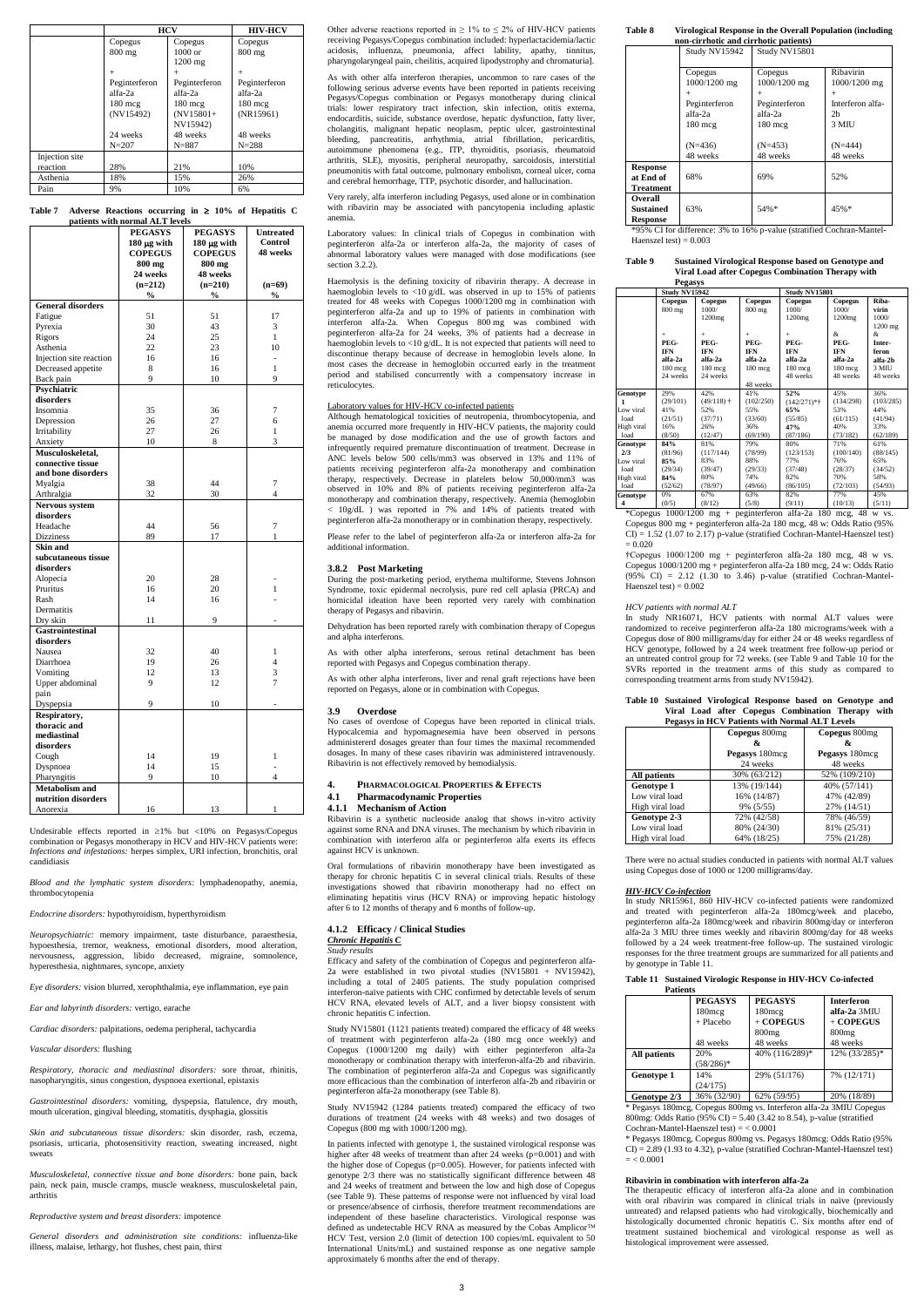| | HCV | | HIV-HCV |
|---|---|---|---|
| | Copegus 800 mg + Peginterferon alfa-2a 180 mcg (NV15492) 24 weeks N=207 | Copegus 1000 or 1200 mg + Peginterferon alfa-2a 180 mcg (NV15801+ NV15942) 48 weeks N=887 | Copegus 800 mg + Peginterferon alfa-2a 180 mcg (NR15961) 48 weeks N=288 |
| Injection site reaction | 28% | 21% | 10% |
| Asthenia | 18% | 15% | 26% |
| Pain | 9% | 10% | 6% |

**Table 7 Adverse Reactions occurring in ≥ 10% of Hepatitis C patients with normal ALT levels**

| | PEGASYS 180 μg with COPEGUS 800 mg 24 weeks (n=212) % | PEGASYS 180 μg with COPEGUS 800 mg 48 weeks (n=210) % | Untreated Control 48 weeks (n=69) % |
|---|---|---|---|
| **General disorders** | | | |
| Fatigue | 51 | 51 | 17 |
| Pyrexia | 30 | 43 | 3 |
| Rigors | 24 | 25 | 1 |
| Asthenia | 22 | 23 | 10 |
| Injection site reaction | 16 | 16 | - |
| Decreased appetite | 8 | 16 | 1 |
| Back pain | 9 | 10 | 9 |
| **Psychiatric disorders** | | | |
| Insomnia | 35 | 36 | 7 |
| Depression | 26 | 27 | 6 |
| Irritability | 27 | 26 | 1 |
| Anxiety | 10 | 8 | 3 |
| **Musculoskeletal, connective tissue and bone disorders** | | | |
| Myalgia | 38 | 44 | 7 |
| Arthralgia | 32 | 30 | 4 |
| **Nervous system disorders** | | | |
| Headache | 44 | 56 | 7 |
| Dizziness | 89 | 17 | 1 |
| **Skin and subcutaneous tissue disorders** | | | |
| Alopecia | 20 | 28 | - |
| Pruritus | 16 | 20 | 1 |
| Rash | 14 | 16 | - |
| Dermatitis | | | |
| Dry skin | 11 | 9 | - |
| **Gastrointestinal disorders** | | | |
| Nausea | 32 | 40 | 1 |
| Diarrhoea | 19 | 26 | 4 |
| Vomiting | 12 | 13 | 3 |
| Upper abdominal pain | 9 | 12 | 7 |
| Dyspepsia | 9 | 10 | - |
| **Respiratory, thoracic and mediastinal disorders** | | | |
| Cough | 14 | 19 | 1 |
| Dyspnoea | 14 | 15 | - |
| Pharyngitis | 9 | 10 | 4 |
| **Metabolism and nutrition disorders** | | | |
| Anorexia | 16 | 13 | 1 |

Undesirable effects reported in ≥1% but <10% on Pegasys/Copegus combination or Pegasys monotherapy in HCV and HIV-HCV patients were: *Infections and infestations:* herpes simplex, URI infection, bronchitis, oral candidiasis

*Blood and the lymphatic system disorders:* lymphadenopathy, anemia, thrombocytopenia

*Endocrine disorders:* hypothyroidism, hyperthyroidism

*Neuropsychiatric:* memory impairment, taste disturbance, paraesthesia, hypoesthesia, tremor, weakness, emotional disorders, mood alteration, nervousness, aggression, libido decreased, migraine, somnolence, hyperesthesia, nightmares, syncope, anxiety

*Eye disorders:* vision blurred, xerophthalmia, eye inflammation, eye pain

*Ear and labyrinth disorders:* vertigo, earache

*Cardiac disorders:* palpitations, oedema peripheral, tachycardia

*Vascular disorders:* flushing

*Respiratory, thoracic and mediastinal disorders:* sore throat, rhinitis, nasopharyngitis, sinus congestion, dyspnoea exertional, epistaxis

*Gastrointestinal disorders:* vomiting, dyspepsia, flatulence, dry mouth, mouth ulceration, gingival bleeding, stomatitis, dysphagia, glossitis

*Skin and subcutaneous tissue disorders:* skin disorder, rash, eczema, psoriasis, urticaria, photosensitivity reaction, sweating increased, night sweats

*Musculoskeletal, connective tissue and bone disorders:* bone pain, back pain, neck pain, muscle cramps, muscle weakness, musculoskeletal pain, arthritis

*Reproductive system and breast disorders:* impotence

*General disorders and administration site conditions:* influenza-like illness, malaise, lethargy, hot flushes, chest pain, thirst

Other adverse reactions reported in ≥ 1% to ≤ 2% of HIV-HCV patients receiving Pegasys/Copegus combination included: hyperlactacidemia/lactic acidosis, influenza, pneumonia, affect lability, apathy, tinnitus, pharyngolaryngeal pain, cheilitis, acquired lipodystrophy and chromaturia].

As with other alfa interferon therapies, uncommon to rare cases of the following serious adverse events have been reported in patients receiving Pegasys/Copegus combination or Pegasys monotherapy during clinical trials: lower respiratory tract infection, skin infection, otitis externa, endocarditis, suicide, substance overdose, hepatic dysfunction, fatty liver, cholangitis, malignant hepatic neoplasm, peptic ulcer, gastrointestinal bleeding, pancreatitis, arrhythmia, atrial fibrillation, pericarditis, autoimmune phenomena (e.g., ITP, thyroiditis, psoriasis, rheumatoid arthritis, SLE), myositis, peripheral neuropathy, sarcoidosis, interstitial pneumonitis with fatal outcome, pulmonary embolism, corneal ulcer, coma and cerebral hemorrhage, TTP, psychotic disorder, and hallucination.

Very rarely, alfa interferon including Pegasys, used alone or in combination with ribavirin may be associated with pancytopenia including aplastic anemia.

Laboratory values: In clinical trials of Copegus in combination with peginterferon alfa-2a or interferon alfa-2a, the majority of cases of abnormal laboratory values were managed with dose modifications (see section 3.2.2).

Haemolysis is the defining toxicity of ribavirin therapy. A decrease in haemoglobin levels to <10 g/dL was observed in up to 15% of patients treated for 48 weeks with Copegus 1000/1200 mg in combination with peginterferon alfa-2a and up to 19% of patients in combination with interferon alfa-2a. When Copegus 800 mg was combined with peginterferon alfa-2a for 24 weeks, 3% of patients had a decrease in haemoglobin levels to < 10 g/dL. It is not expected that patients will need to discontinue therapy because of decrease in hemoglobin levels alone. In most cases the decrease in hemoglobin occurred early in the treatment period and stabilised concurrently with a compensatory increase in reticulocytes.

Laboratory values for HIV-HCV co-infected patients

Although hematological toxicities of neutropenia, thrombocytopenia, and anemia occurred more frequently in HIV-HCV patients, the majority could be managed by dose modification and the use of growth factors and infrequently required premature discontinuation of treatment. Decrease in ANC levels below 500 cells/mm3 was observed in 13% and 11% of patients receiving peginterferon alfa-2a monotherapy and combination therapy, respectively. Decrease in platelets below 50,000/mm3 was observed in 10% and 8% of patients receiving peginterferon alfa-2a monotherapy and combination therapy, respectively. Anemia (hemoglobin < 10g/dL ) was reported in 7% and 14% of patients treated with peginterferon alfa-2a monotherapy or in combination therapy, respectively.

Please refer to the label of peginterferon alfa-2a or interferon alfa-2a for additional information.

### 3.8.2 Post Marketing

During the post-marketing period, erythema multiforme, Stevens Johnson Syndrome, toxic epidermal necrolysis, pure red cell aplasia (PRCA) and homicidal ideation have been reported very rarely with combination therapy of Pegasys and ribavirin.

Dehydration has been reported rarely with combination therapy of Copegus and alpha interferons.

As with other alpha interferons, serous retinal detachment has been reported with Pegasys and Copegus combination therapy.

As with other alpha interferons, liver and renal graft rejections have been reported on Pegasys, alone or in combination with Copegus.

### 3.9 Overdose

No cases of overdose of Copegus have been reported in clinical trials. Hypocalcemia and hypomagnesemia have been observed in persons administered dosages greater than four times the maximal recommended dosages. In many of these cases ribavirin was administered intravenously. Ribavirin is not effectively removed by hemodialysis.

## 4. Pharmacological Properties & Effects

### 4.1 Pharmacodynamic Properties

#### 4.1.1 Mechanism of Action

Ribavirin is a synthetic nucleoside analog that shows in-vitro activity against some RNA and DNA viruses. The mechanism by which ribavirin in combination with interferon alfa or peginterferon alfa exerts its effects against HCV is unknown.

Oral formulations of ribavirin monotherapy have been investigated as therapy for chronic hepatitis C in several clinical trials. Results of these investigations showed that ribavirin monotherapy had no effect on eliminating hepatitis virus (HCV RNA) or improving hepatic histology after 6 to 12 months of therapy and 6 months of follow-up.

#### 4.1.2 Efficacy / Clinical Studies

***Chronic Hepatitis C***

*Study results*

Efficacy and safety of the combination of Copegus and peginterferon alfa-2a were established in two pivotal studies (NV15801 + NV15942), including a total of 2405 patients. The study population comprised interferon-naïve patients with CHC confirmed by detectable levels of serum HCV RNA, elevated levels of ALT, and a liver biopsy consistent with chronic hepatitis C infection.

Study NV15801 (1121 patients treated) compared the efficacy of 48 weeks of treatment with peginterferon alfa-2a (180 mcg once weekly) and Copegus (1000/1200 mg daily) with either peginterferon alfa-2a monotherapy or combination therapy with interferon-alfa2b and ribavirin. The combination of peginterferon alfa-2a and Copegus was significantly more efficacious than the combination of interferon alfa-2b and ribavirin or peginterferon alfa-2a monotherapy (see Table 8).

Study NV15942 (1284 patients treated) compared the efficacy of two durations of treatment (24 weeks with 48 weeks) and two dosages of Copegus (800 mg with 1000/1200 mg).

In patients infected with genotype 1, the sustained virological response was higher after 48 weeks of treatment than after 24 weeks (p=0.001) and with the higher dose of Copegus (p=0.005). However, for patients infected with genotype 2/3 there was no statistically significant difference between 48 and 24 weeks of treatment and between the low and high dose of Copegus (see Table 9). These patterns of response were not influenced by viral load or presence/absence of cirrhosis, therefore treatment recommendations are independent of these baseline characteristics. Virological response was defined as undetectable HCV RNA as measured by the Cobas Amplicor™ HCV Test, version 2.0 (limit of detection 100 copies/mL equivalent to 50 International Units/mL) and sustained response as one negative sample approximately 6 months after the end of therapy.

**Table 8 Virological Response in the Overall Population (including non-cirrhotic and cirrhotic patients)**

| | Study NV15942 | Study NV15801 | |
|---|---|---|---|
| | Copegus 1000/1200 mg + Peginterferon alfa-2a 180 mcg (N=436) 48 weeks | Copegus 1000/1200 mg + Peginterferon alfa-2a 180 mcg (N=453) 48 weeks | Ribavirin 1000/1200 mg + Interferon alfa-2b 3 MIU (N=444) 48 weeks |
| **Response at End of Treatment** | 68% | 69% | 52% |
| **Overall Sustained Response** | 63% | 54%* | 45%* |

*95% CI for difference: 3% to 16% p-value (stratified Cochran-Mantel-Haenszel test) = 0.003

**Table 9 Sustained Virological Response based on Genotype and Viral Load after Copegus Combination Therapy with Pegasys**

| | Study NV15942 | | Study NV15801 | | | |
|---|---|---|---|---|---|---|
| | Copegus 800 mg + PEG-IFN alfa-2a 180 mcg 24 weeks | Copegus 1000/ 1200mg + PEG-IFN alfa-2a 180 mcg 24 weeks | Copegus 800 mg + PEG-IFN alfa-2a 180 mcg 48 weeks | Copegus 1000/ 1200mg + PEG-IFN alfa-2a 180 mcg 48 weeks | Copegus 1000/ 1200mg & PEG-IFN alfa-2a 180 mcg 48 weeks | Ribavirin 1000/ 1200 mg & Interferon alfa-2b 3 MIU 48 weeks |
| **Genotype 1** | 29% (29/101) | 42% (49/118) † | 41% (102/250) | **52%** (142/271)*† | 45% (134/298) | 36% (103/285) |
| Low viral load | 41% (21/51) | 52% (37/71) | 55% (33/60) | **65%** (55/85) | 53% (61/115) | 44% (41/94) |
| High viral load | 16% (8/50) | 26% (12/47) | 36% (69/190) | **47%** (87/186) | 40% (73/182) | 33% (62/189) |
| **Genotype 2/3** | **84%** (81/96) | 81% (117/144) | 79% (78/99) | 80% (123/153) | 71% (100/140) | 61% (88/145) |
| Low viral load | **85%** (29/34) | 83% (39/47) | 88% (29/33) | 77% (37/48) | 76% (28/37) | 65% (34/52) |
| High viral load | **84%** (52/62) | 80% (78/97) | 74% (49/66) | 82% (86/105) | 70% (72/103) | 58% (54/93) |
| **Genotype 4** | 0% (0/5) | 67% (8/12) | 63% (5/8) | 82% (9/11) | 77% (10/13) | 45% (5/11) |

*Copegus 1000/1200 mg + peginterferon alfa-2a 180 mcg, 48 w vs. Copegus 800 mg + peginterferon alfa-2a 180 mcg, 48 w: Odds Ratio (95% CI) = 1.52 (1.07 to 2.17) p-value (stratified Cochran-Mantel-Haenszel test) = 0.020

†Copegus 1000/1200 mg + peginterferon alfa-2a 180 mcg, 48 w vs. Copegus 1000/1200 mg + peginterferon alfa-2a 180 mcg, 24 w: Odds Ratio (95% CI) = 2.12 (1.30 to 3.46) p-value (stratified Cochran-Mantel-Haenszel test) = 0.002

*HCV patients with normal ALT*

In study NR16071, HCV patients with normal ALT values were randomized to receive peginterferon alfa-2a 180 micrograms/week with a Copegus dose of 800 milligrams/day for either 24 or 48 weeks regardless of HCV genotype, followed by a 24 week treatment free follow-up period or an untreated control group for 72 weeks. (see Table 9 and Table 10 for the SVRs reported in the treatment arms of this study as compared to corresponding treatment arms from study NV15942).

**Table 10 Sustained Virological Response based on Genotype and Viral Load after Copegus Combination Therapy with Pegasys in HCV Patients with Normal ALT Levels**

| | **Copegus** 800mg & **Pegasys** 180mcg 24 weeks | **Copegus** 800mg & **Pegasys** 180mcg 48 weeks |
|---|---|---|
| **All patients** | 30% (63/212) | 52% (109/210) |
| **Genotype 1** | 13% (19/144) | 40% (57/141) |
| Low viral load | 16% (14/87) | 47% (42/89) |
| High viral load | 9% (5/55) | 27% (14/51) |
| **Genotype 2-3** | 72% (42/58) | 78% (46/59) |
| Low viral load | 80% (24/30) | 81% (25/31) |
| High viral load | 64% (18/25) | 75% (21/28) |

There were no actual studies conducted in patients with normal ALT values using Copegus dose of 1000 or 1200 milligrams/day.

***HIV-HCV Co-infection***

In study NR15961, 860 HIV-HCV co-infected patients were randomized and treated with peginterferon alfa-2a 180mcg/week and placebo, peginterferon alfa-2a 180mcg/week and ribavirin 800mg/day or interferon alfa-2a 3 MIU three times weekly and ribavirin 800mg/day for 48 weeks followed by a 24 week treatment-free follow-up. The sustained virologic responses for the three treatment groups are summarized for all patients and by genotype in Table 11.

**Table 11 Sustained Virologic Response in HIV-HCV Co-infected Patients**

| | **PEGASYS** 180mcg + Placebo 48 weeks | **PEGASYS** 180mcg + **COPEGUS** 800mg 48 weeks | **Interferon alfa-2a** 3MIU + **COPEGUS** 800mg 48 weeks |
|---|---|---|---|
| **All patients** | 20% (58/286)* | 40% (116/289)* | 12% (33/285)* |
| **Genotype 1** | 14% (24/175) | 29% (51/176) | 7% (12/171) |
| **Genotype 2/3** | 36% (32/90) | 62% (59/95) | 20% (18/89) |

\* Pegasys 180mcg, Copegus 800mg vs. Interferon alfa-2a 3MIU Copegus 800mg: Odds Ratio (95% CI) = 5.40 (3.42 to 8.54), p-value (stratified Cochran-Mantel-Haenszel test) = < 0.0001

\* Pegasys 180mcg, Copegus 800mg vs. Pegasys 180mcg: Odds Ratio (95% CI) = 2.89 (1.93 to 4.32), p-value (stratified Cochran-Mantel-Haenszel test) = < 0.0001

**Ribavirin in combination with interferon alfa-2a**

The therapeutic efficacy of interferon alfa-2a alone and in combination with oral ribavirin was compared in clinical trials in naïve (previously untreated) and relapsed patients who had virologically, biochemically and histologically documented chronic hepatitis C. Six months after end of treatment sustained biochemical and virological response as well as histological improvement were assessed.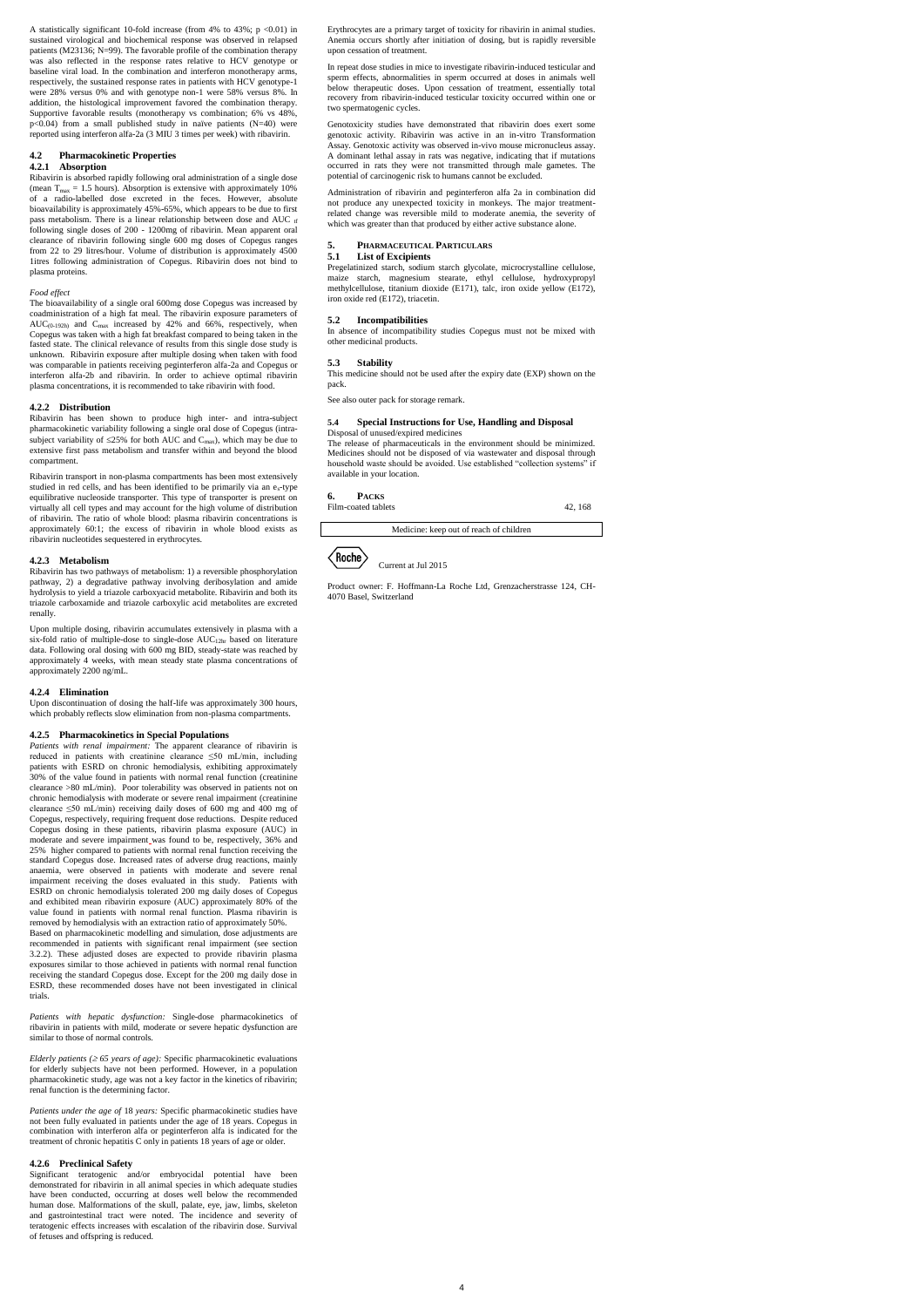A statistically significant 10-fold increase (from 4% to 43%; $p < 0.01$) in sustained virological and biochemical response was observed in relapsed patients (M23136; N=99). The favorable profile of the combination therapy was also reflected in the response rates relative to HCV genotype or baseline viral load. In the combination and interferon monotherapy arms, respectively, the sustained response rates in patients with HCV genotype-1 were 28% versus 0% and with genotype non-1 were 58% versus 8%. In addition, the histological improvement favored the combination therapy. Supportive favorable results (monotherapy vs combination; 6% vs 48%, $p < 0.04$) from a small published study in naive patients (N=40) were reported using interferon alfa-2a (3 MIU 3 times per week) with ribavirin.

## 4.2 Pharmacokinetic Properties

### 4.2.1 Absorption

Ribavirin is absorbed rapidly following oral administration of a single dose (mean $T_{max}$ = 1.5 hours). Absorption is extensive with approximately 10% of a radio-labelled dose excreted in the feces. However, absolute bioavailability is approximately 45%-65%, which appears to be due to first pass metabolism. There is a linear relationship between dose and AUC $_{tf}$ following single doses of 200 - 1200mg of ribavirin. Mean apparent oral clearance of ribavirin following single 600 mg doses of Copegus ranges from 22 to 29 litres/hour. Volume of distribution is approximately 4500 1itres following administration of Copegus. Ribavirin does not bind to plasma proteins.

*Food effect*

The bioavailability of a single oral 600mg dose Copegus was increased by coadministration of a high fat meal. The ribavirin exposure parameters of $AUC_{(0-192h)}$ and $C_{max}$ increased by 42% and 66%, respectively, when Copegus was taken with a high fat breakfast compared to being taken in the fasted state. The clinical relevance of results from this single dose study is unknown. Ribavirin exposure after multiple dosing when taken with food was comparable in patients receiving peginterferon alfa-2a and Copegus or interferon alfa-2b and ribavirin. In order to achieve optimal ribavirin plasma concentrations, it is recommended to take ribavirin with food.

### 4.2.2 Distribution

Ribavirin has been shown to produce high inter- and intra-subject pharmacokinetic variability following a single oral dose of Copegus (intra-subject variability of ≤25% for both AUC and $C_{max}$), which may be due to extensive first pass metabolism and transfer within and beyond the blood compartment.

Ribavirin transport in non-plasma compartments has been most extensively studied in red cells, and has been identified to be primarily via an $e_s$-type equilibrative nucleoside transporter. This type of transporter is present on virtually all cell types and may account for the high volume of distribution of ribavirin. The ratio of whole blood: plasma ribavirin concentrations is approximately 60:1; the excess of ribavirin in whole blood exists as ribavirin nucleotides sequestered in erythrocytes.

### 4.2.3 Metabolism

Ribavirin has two pathways of metabolism: 1) a reversible phosphorylation pathway, 2) a degradative pathway involving deribosylation and amide hydrolysis to yield a triazole carboxyacid metabolite. Ribavirin and both its triazole carboxamide and triazole carboxylic acid metabolites are excreted renally.

Upon multiple dosing, ribavirin accumulates extensively in plasma with a six-fold ratio of multiple-dose to single-dose $AUC_{12hr}$ based on literature data. Following oral dosing with 600 mg BID, steady-state was reached by approximately 4 weeks, with mean steady state plasma concentrations of approximately 2200 ng/mL.

### 4.2.4 Elimination

Upon discontinuation of dosing the half-life was approximately 300 hours, which probably reflects slow elimination from non-plasma compartments.

### 4.2.5 Pharmacokinetics in Special Populations

*Patients with renal impairment:* The apparent clearance of ribavirin is reduced in patients with creatinine clearance ≤50 mL/min, including patients with ESRD on chronic hemodialysis, exhibiting approximately 30% of the value found in patients with normal renal function (creatinine clearance >80 mL/min). Poor tolerability was observed in patients not on chronic hemodialysis with moderate or severe renal impairment (creatinine clearance ≤50 mL/min) receiving daily doses of 600 mg and 400 mg of Copegus, respectively, requiring frequent dose reductions. Despite reduced Copegus dosing in these patients, ribavirin plasma exposure (AUC) in moderate and severe impairment was found to be, respectively, 36% and 25% higher compared to patients with normal renal function receiving the standard Copegus dose. Increased rates of adverse drug reactions, mainly anaemia, were observed in patients with moderate and severe renal impairment receiving the doses evaluated in this study. Patients with ESRD on chronic hemodialysis tolerated 200 mg daily doses of Copegus and exhibited mean ribavirin exposure (AUC) approximately 80% of the value found in patients with normal renal function. Plasma ribavirin is removed by hemodialysis with an extraction ratio of approximately 50%.
Based on pharmacokinetic modelling and simulation, dose adjustments are recommended in patients with significant renal impairment (see section 3.2.2). These adjusted doses are expected to provide ribavirin plasma exposures similar to those achieved in patients with normal renal function receiving the standard Copegus dose. Except for the 200 mg daily dose in ESRD, these recommended doses have not been investigated in clinical trials.

*Patients with hepatic dysfunction:* Single-dose pharmacokinetics of ribavirin in patients with mild, moderate or severe hepatic dysfunction are similar to those of normal controls.

*Elderly patients (≥ 65 years of age):* Specific pharmacokinetic evaluations for elderly subjects have not been performed. However, in a population pharmacokinetic study, age was not a key factor in the kinetics of ribavirin; renal function is the determining factor.

*Patients under the age of 18 years:* Specific pharmacokinetic studies have not been fully evaluated in patients under the age of 18 years. Copegus in combination with interferon alfa or peginterferon alfa is indicated for the treatment of chronic hepatitis C only in patients 18 years of age or older.

### 4.2.6 Preclinical Safety

Significant teratogenic and/or embryocidal potential have been demonstrated for ribavirin in all animal species in which adequate studies have been conducted, occurring at doses well below the recommended human dose. Malformations of the skull, palate, eye, jaw, limbs, skeleton and gastrointestinal tract were noted. The incidence and severity of teratogenic effects increases with escalation of the ribavirin dose. Survival of fetuses and offspring is reduced.

Erythrocytes are a primary target of toxicity for ribavirin in animal studies. Anemia occurs shortly after initiation of dosing, but is rapidly reversible upon cessation of treatment.

In repeat dose studies in mice to investigate ribavirin-induced testicular and sperm effects, abnormalities in sperm occurred at doses in animals well below therapeutic doses. Upon cessation of treatment, essentially total recovery from ribavirin-induced testicular toxicity occurred within one or two spermatogenic cycles.

Genotoxicity studies have demonstrated that ribavirin does exert some genotoxic activity. Ribavirin was active in an in-vitro Transformation Assay. Genotoxic activity was observed in-vivo mouse micronucleus assay. A dominant lethal assay in rats was negative, indicating that if mutations occurred in rats they were not transmitted through male gametes. The potential of carcinogenic risk to humans cannot be excluded.

Administration of ribavirin and peginterferon alfa 2a in combination did not produce any unexpected toxicity in monkeys. The major treatment-related change was reversible mild to moderate anemia, the severity of which was greater than that produced by either active substance alone.

# 5. Pharmaceutical Particulars

## 5.1 List of Excipients

Pregelatinized starch, sodium starch glycolate, microcrystalline cellulose, maize starch, magnesium stearate, ethyl cellulose, hydroxypropyl methylcellulose, titanium dioxide (E171), talc, iron oxide yellow (E172), iron oxide red (E172), triacetin.

## 5.2 Incompatibilities

In absence of incompatibility studies Copegus must not be mixed with other medicinal products.

## 5.3 Stability

This medicine should not be used after the expiry date (EXP) shown on the pack.

See also outer pack for storage remark.

## 5.4 Special Instructions for Use, Handling and Disposal

Disposal of unused/expired medicines

The release of pharmaceuticals in the environment should be minimized. Medicines should not be disposed of via wastewater and disposal through household waste should be avoided. Use established "collection systems" if available in your location.

# 6. Packs

Film-coated tablets 42, 168

Medicine: keep out of reach of children

Roche

Current at Jul 2015

Product owner: F. Hoffmann-La Roche Ltd, Grenzacherstrasse 124, CH-4070 Basel, Switzerland